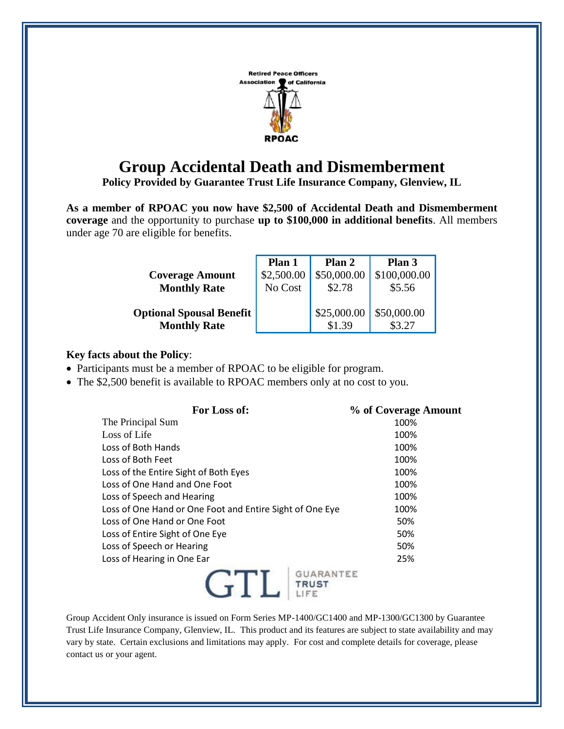Retired Peace Officers Association of California

RPOAC

# Group Accidental Death and Dismemberment

**Policy Provided by Guarantee Trust Life Insurance Company, Glenview, IL**

**As a member of RPOAC you now have $2,500 of Accidental Death and Dismemberment coverage** and the opportunity to purchase **up to $100,000 in additional benefits**. All members under age 70 are eligible for benefits.

| | Plan 1 | Plan 2 | Plan 3 |
|---|---|---|---|
| **Coverage Amount** | $2,500.00 | $50,000.00 | $100,000.00 |
| **Monthly Rate** | No Cost | $2.78 | $5.56 |
| **Optional Spousal Benefit** | | $25,000.00 | $50,000.00 |
| **Monthly Rate** | | $1.39 | $3.27 |

**Key facts about the Policy**:

- Participants must be a member of RPOAC to be eligible for program.
- The $2,500 benefit is available to RPOAC members only at no cost to you.

| For Loss of: | % of Coverage Amount |
|---|---|
| The Principal Sum | 100% |
| Loss of Life | 100% |
| Loss of Both Hands | 100% |
| Loss of Both Feet | 100% |
| Loss of the Entire Sight of Both Eyes | 100% |
| Loss of One Hand and One Foot | 100% |
| Loss of Speech and Hearing | 100% |
| Loss of One Hand or One Foot and Entire Sight of One Eye | 100% |
| Loss of One Hand or One Foot | 50% |
| Loss of Entire Sight of One Eye | 50% |
| Loss of Speech or Hearing | 50% |
| Loss of Hearing in One Ear | 25% |

GTL GUARANTEE TRUST LIFE

Group Accident Only insurance is issued on Form Series MP-1400/GC1400 and MP-1300/GC1300 by Guarantee Trust Life Insurance Company, Glenview, IL. This product and its features are subject to state availability and may vary by state. Certain exclusions and limitations may apply. For cost and complete details for coverage, please contact us or your agent.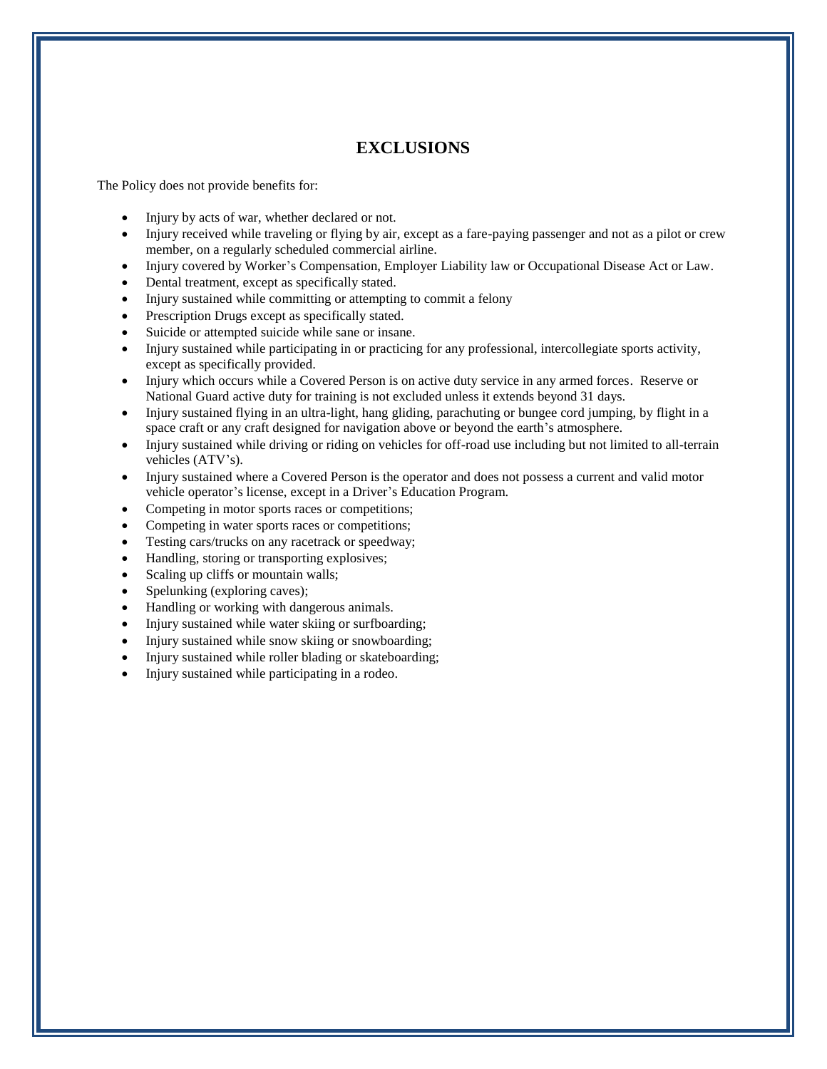## EXCLUSIONS

The Policy does not provide benefits for:

- Injury by acts of war, whether declared or not.
- Injury received while traveling or flying by air, except as a fare-paying passenger and not as a pilot or crew member, on a regularly scheduled commercial airline.
- Injury covered by Worker's Compensation, Employer Liability law or Occupational Disease Act or Law.
- Dental treatment, except as specifically stated.
- Injury sustained while committing or attempting to commit a felony
- Prescription Drugs except as specifically stated.
- Suicide or attempted suicide while sane or insane.
- Injury sustained while participating in or practicing for any professional, intercollegiate sports activity, except as specifically provided.
- Injury which occurs while a Covered Person is on active duty service in any armed forces. Reserve or National Guard active duty for training is not excluded unless it extends beyond 31 days.
- Injury sustained flying in an ultra-light, hang gliding, parachuting or bungee cord jumping, by flight in a space craft or any craft designed for navigation above or beyond the earth's atmosphere.
- Injury sustained while driving or riding on vehicles for off-road use including but not limited to all-terrain vehicles (ATV's).
- Injury sustained where a Covered Person is the operator and does not possess a current and valid motor vehicle operator's license, except in a Driver's Education Program.
- Competing in motor sports races or competitions;
- Competing in water sports races or competitions;
- Testing cars/trucks on any racetrack or speedway;
- Handling, storing or transporting explosives;
- Scaling up cliffs or mountain walls;
- Spelunking (exploring caves);
- Handling or working with dangerous animals.
- Injury sustained while water skiing or surfboarding;
- Injury sustained while snow skiing or snowboarding;
- Injury sustained while roller blading or skateboarding;
- Injury sustained while participating in a rodeo.